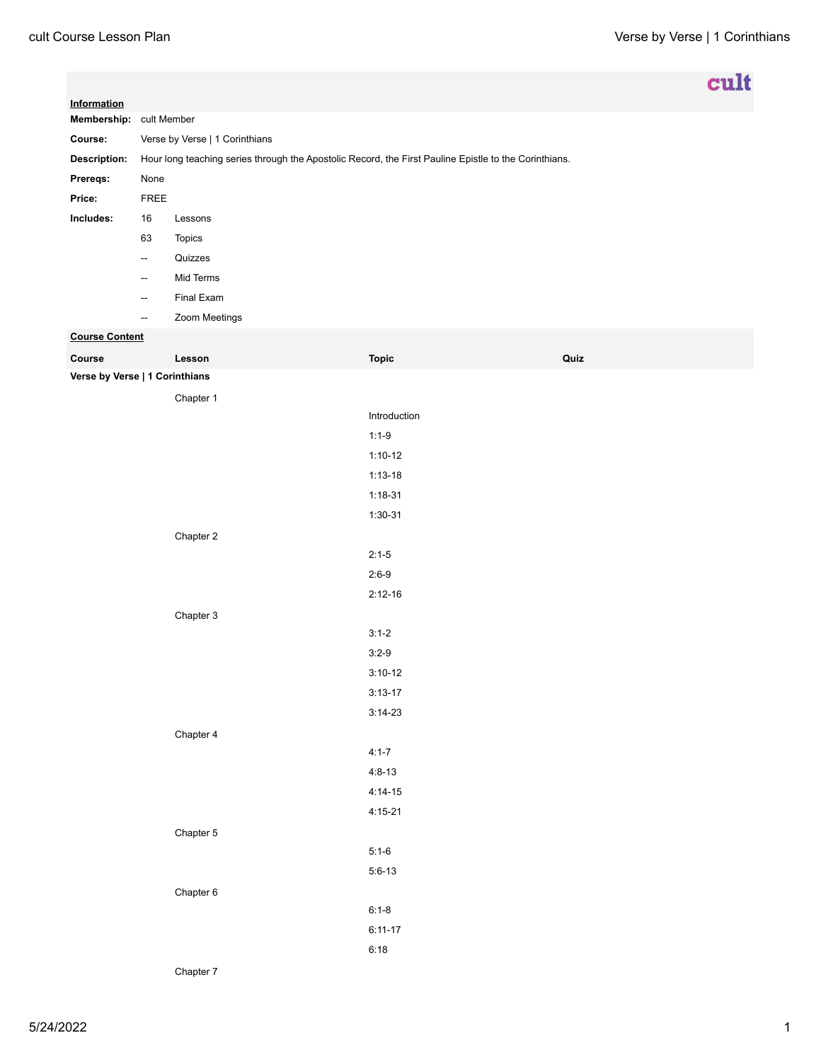cult

**Information**

**Membership:** cult Member

**Course:** Verse by Verse | 1 Corinthians

**Description:** Hour long teaching series through the Apostolic Record, the First Pauline Epistle to the Corinthians.

**Prereqs:** None

**Price:** FREE

**Includes:**

| | |
|---|---|
| 16 | Lessons |
| 63 | Topics |
| -- | Quizzes |
| -- | Mid Terms |
| -- | Final Exam |
| -- | Zoom Meetings |

**Course Content**

| Course | Lesson | Topic | Quiz |
|---|---|---|---|
| **Verse by Verse \| 1 Corinthians** | | | |
| | Chapter 1 | | |
| | | Introduction | |
| | | 1:1-9 | |
| | | 1:10-12 | |
| | | 1:13-18 | |
| | | 1:18-31 | |
| | | 1:30-31 | |
| | Chapter 2 | | |
| | | 2:1-5 | |
| | | 2:6-9 | |
| | | 2:12-16 | |
| | Chapter 3 | | |
| | | 3:1-2 | |
| | | 3:2-9 | |
| | | 3:10-12 | |
| | | 3:13-17 | |
| | | 3:14-23 | |
| | Chapter 4 | | |
| | | 4:1-7 | |
| | | 4:8-13 | |
| | | 4:14-15 | |
| | | 4:15-21 | |
| | Chapter 5 | | |
| | | 5:1-6 | |
| | | 5:6-13 | |
| | Chapter 6 | | |
| | | 6:1-8 | |
| | | 6:11-17 | |
| | | 6:18 | |
| | Chapter 7 | | |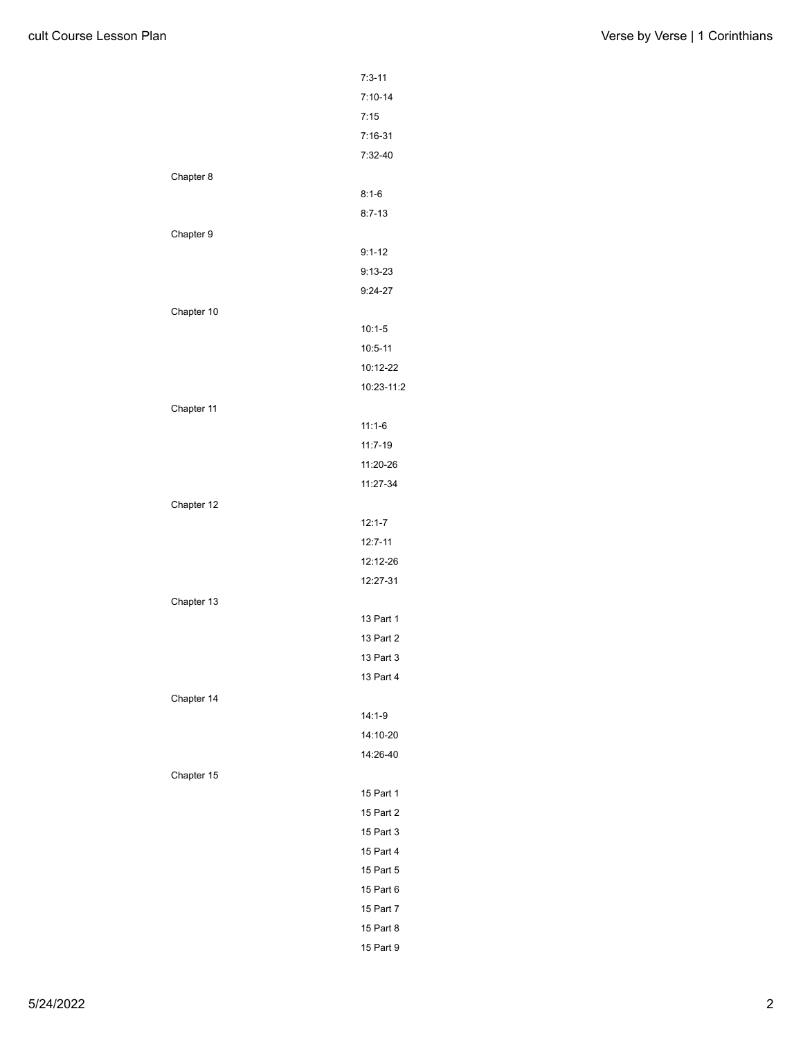- 7:3-11
- 7:10-14
- 7:15
- 7:16-31
- 7:32-40

Chapter 8

- 8:1-6
- 8:7-13

Chapter 9

- 9:1-12
- 9:13-23
- 9:24-27

Chapter 10

- 10:1-5
- 10:5-11
- 10:12-22
- 10:23-11:2

Chapter 11

- 11:1-6
- 11:7-19
- 11:20-26
- 11:27-34

Chapter 12

- 12:1-7
- 12:7-11
- 12:12-26
- 12:27-31

Chapter 13

- 13 Part 1
- 13 Part 2
- 13 Part 3
- 13 Part 4

Chapter 14

- 14:1-9
- 14:10-20
- 14:26-40

Chapter 15

- 15 Part 1
- 15 Part 2
- 15 Part 3
- 15 Part 4
- 15 Part 5
- 15 Part 6
- 15 Part 7
- 15 Part 8
- 15 Part 9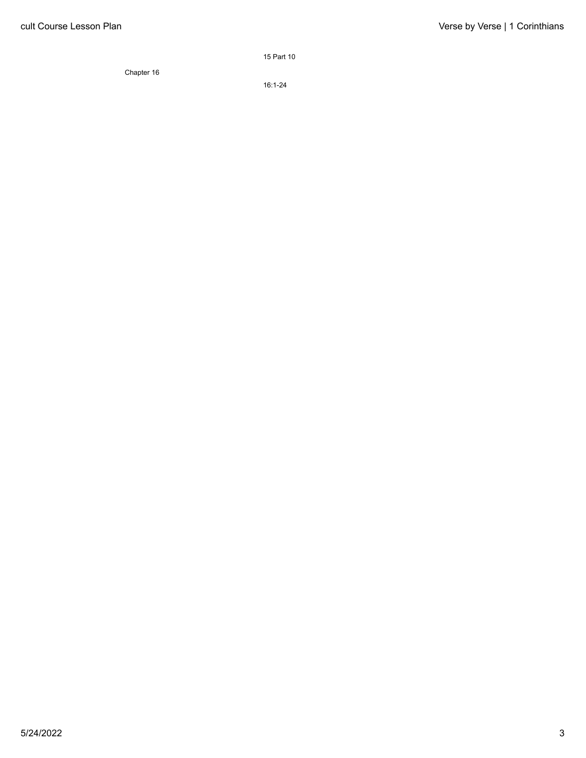| | |
|---|---|
| | 15 Part 10 |
| Chapter 16 | |
| | 16:1-24 |